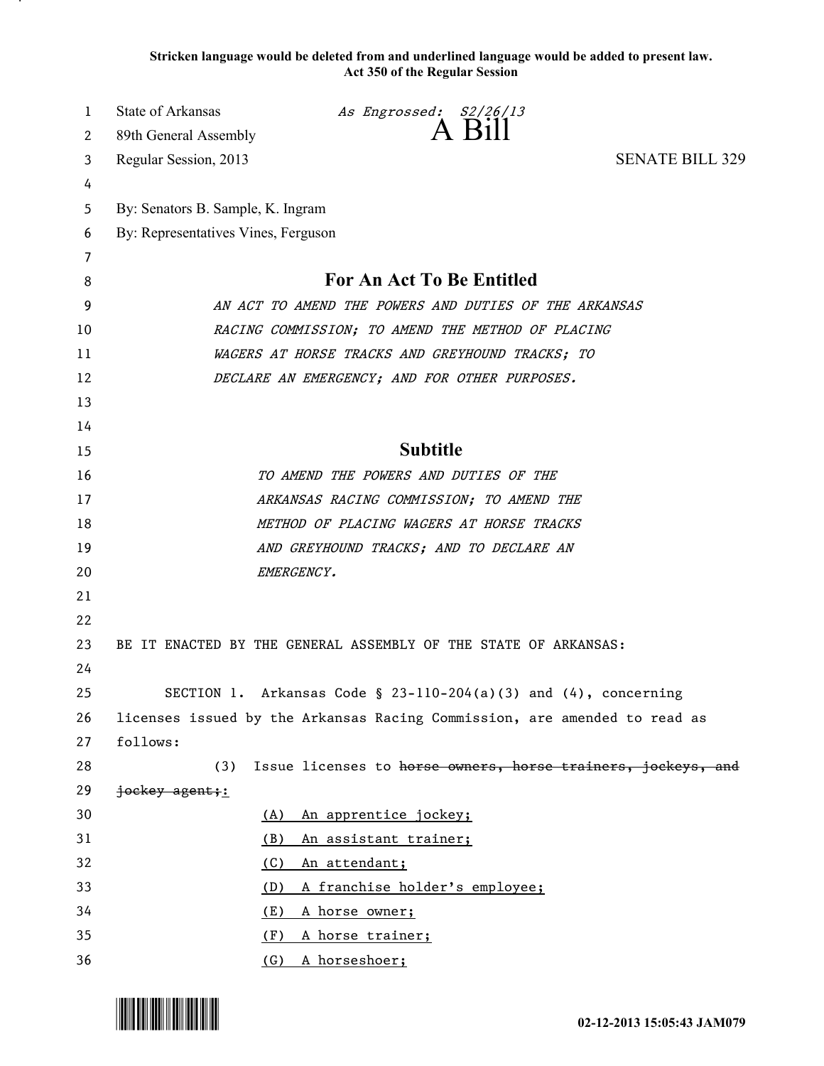**Stricken language would be deleted from and underlined language would be added to present law.**
**Act 350 of the Regular Session**

State of Arkansas *As Engrossed: S2/26/13*
89th General Assembly
Regular Session, 2013

# A Bill

SENATE BILL 329

By: Senators B. Sample, K. Ingram
By: Representatives Vines, Ferguson

## For An Act To Be Entitled

*AN ACT TO AMEND THE POWERS AND DUTIES OF THE ARKANSAS RACING COMMISSION; TO AMEND THE METHOD OF PLACING WAGERS AT HORSE TRACKS AND GREYHOUND TRACKS; TO DECLARE AN EMERGENCY; AND FOR OTHER PURPOSES.*

## Subtitle

*TO AMEND THE POWERS AND DUTIES OF THE ARKANSAS RACING COMMISSION; TO AMEND THE METHOD OF PLACING WAGERS AT HORSE TRACKS AND GREYHOUND TRACKS; AND TO DECLARE AN EMERGENCY.*

BE IT ENACTED BY THE GENERAL ASSEMBLY OF THE STATE OF ARKANSAS:

SECTION 1. Arkansas Code § 23-110-204(a)(3) and (4), concerning licenses issued by the Arkansas Racing Commission, are amended to read as follows:

(3) Issue licenses to ~~horse owners, horse trainers, jockeys, and jockey agent;~~<u>:</u>

<u>(A) An apprentice jockey;</u>

<u>(B) An assistant trainer;</u>

<u>(C) An attendant;</u>

<u>(D) A franchise holder's employee;</u>

<u>(E) A horse owner;</u>

<u>(F) A horse trainer;</u>

<u>(G) A horseshoer;</u>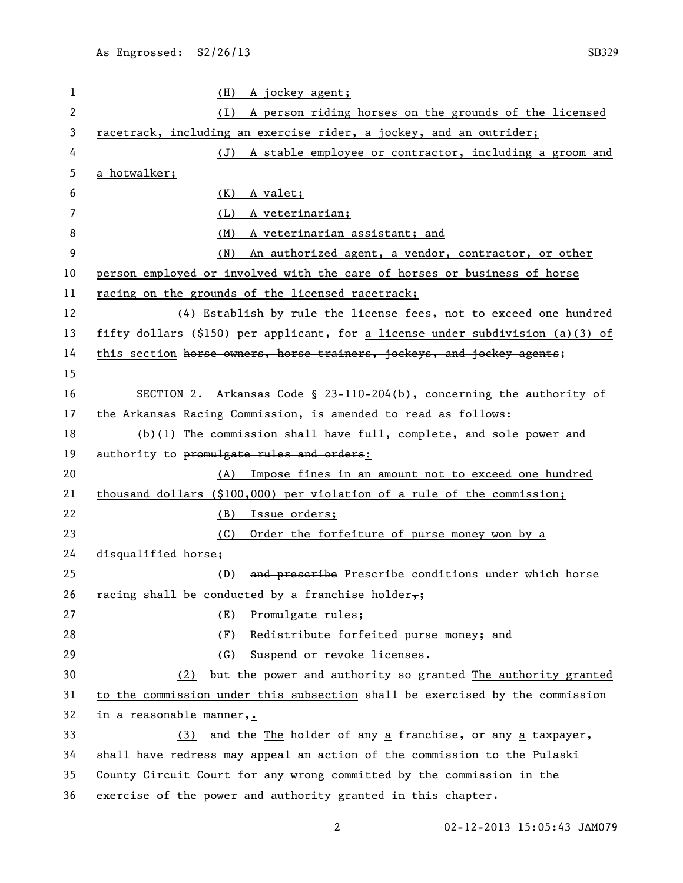(H) A jockey agent;

(I) A person riding horses on the grounds of the licensed racetrack, including an exercise rider, a jockey, and an outrider;

(J) A stable employee or contractor, including a groom and a hotwalker;

(K) A valet;

(L) A veterinarian;

(M) A veterinarian assistant; and

(N) An authorized agent, a vendor, contractor, or other person employed or involved with the care of horses or business of horse racing on the grounds of the licensed racetrack;

(4) Establish by rule the license fees, not to exceed one hundred fifty dollars ($150) per applicant, for a license under subdivision (a)(3) of this section ~~horse owners, horse trainers, jockeys, and jockey agents~~;

SECTION 2. Arkansas Code § 23-110-204(b), concerning the authority of the Arkansas Racing Commission, is amended to read as follows:

(b)(1) The commission shall have full, complete, and sole power and authority to ~~promulgate rules and orders~~:

(A) Impose fines in an amount not to exceed one hundred thousand dollars ($100,000) per violation of a rule of the commission;

(B) Issue orders;

(C) Order the forfeiture of purse money won by a disqualified horse;

(D) ~~and prescribe~~ Prescribe conditions under which horse racing shall be conducted by a franchise holder~~,~~;

(E) Promulgate rules;

(F) Redistribute forfeited purse money; and

(G) Suspend or revoke licenses.

(2) ~~but the power and authority so granted~~ The authority granted to the commission under this subsection shall be exercised ~~by the commission~~ in a reasonable manner~~,~~.

(3) ~~and the~~ The holder of ~~any~~ a franchise~~,~~ or ~~any~~ a taxpayer~~,~~ ~~shall have redress~~ may appeal an action of the commission to the Pulaski County Circuit Court ~~for any wrong committed by the commission in the exercise of the power and authority granted in this chapter~~.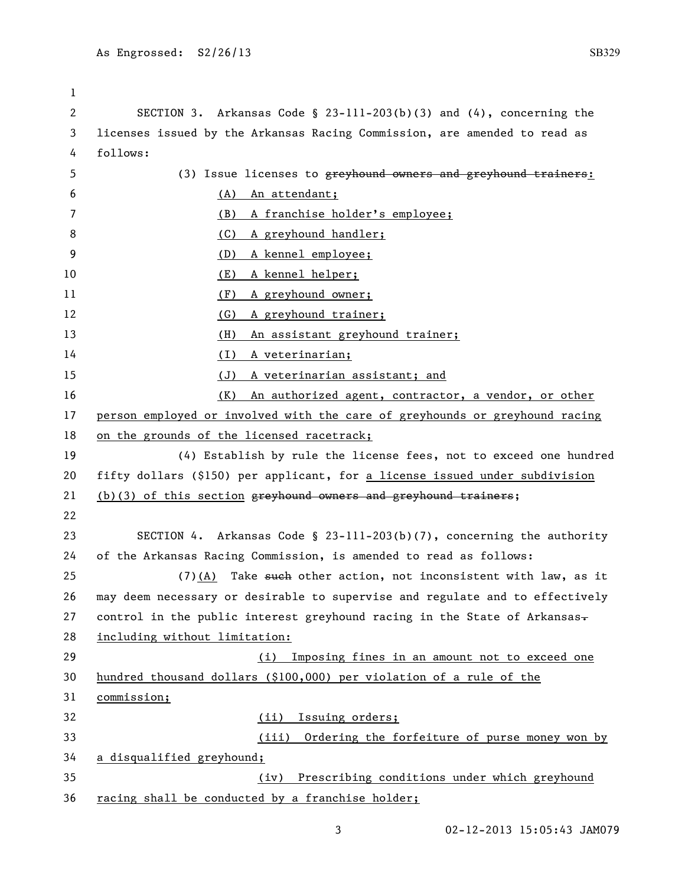SECTION 3. Arkansas Code § 23-111-203(b)(3) and (4), concerning the licenses issued by the Arkansas Racing Commission, are amended to read as follows:

(3) Issue licenses to ~~greyhound owners and greyhound trainers~~:

(A) An attendant;

(B) A franchise holder's employee;

(C) A greyhound handler;

(D) A kennel employee;

(E) A kennel helper;

(F) A greyhound owner;

(G) A greyhound trainer;

(H) An assistant greyhound trainer;

(I) A veterinarian;

(J) A veterinarian assistant; and

(K) An authorized agent, contractor, a vendor, or other person employed or involved with the care of greyhounds or greyhound racing on the grounds of the licensed racetrack;

(4) Establish by rule the license fees, not to exceed one hundred fifty dollars ($150) per applicant, for a license issued under subdivision (b)(3) of this section ~~greyhound owners and greyhound trainers~~;

SECTION 4. Arkansas Code § 23-111-203(b)(7), concerning the authority of the Arkansas Racing Commission, is amended to read as follows:

(7)(A) Take ~~such~~ other action, not inconsistent with law, as it may deem necessary or desirable to supervise and regulate and to effectively control in the public interest greyhound racing in the State of Arkansas~~.~~ including without limitation:

(i) Imposing fines in an amount not to exceed one hundred thousand dollars ($100,000) per violation of a rule of the commission;

(ii) Issuing orders;

(iii) Ordering the forfeiture of purse money won by a disqualified greyhound;

(iv) Prescribing conditions under which greyhound racing shall be conducted by a franchise holder;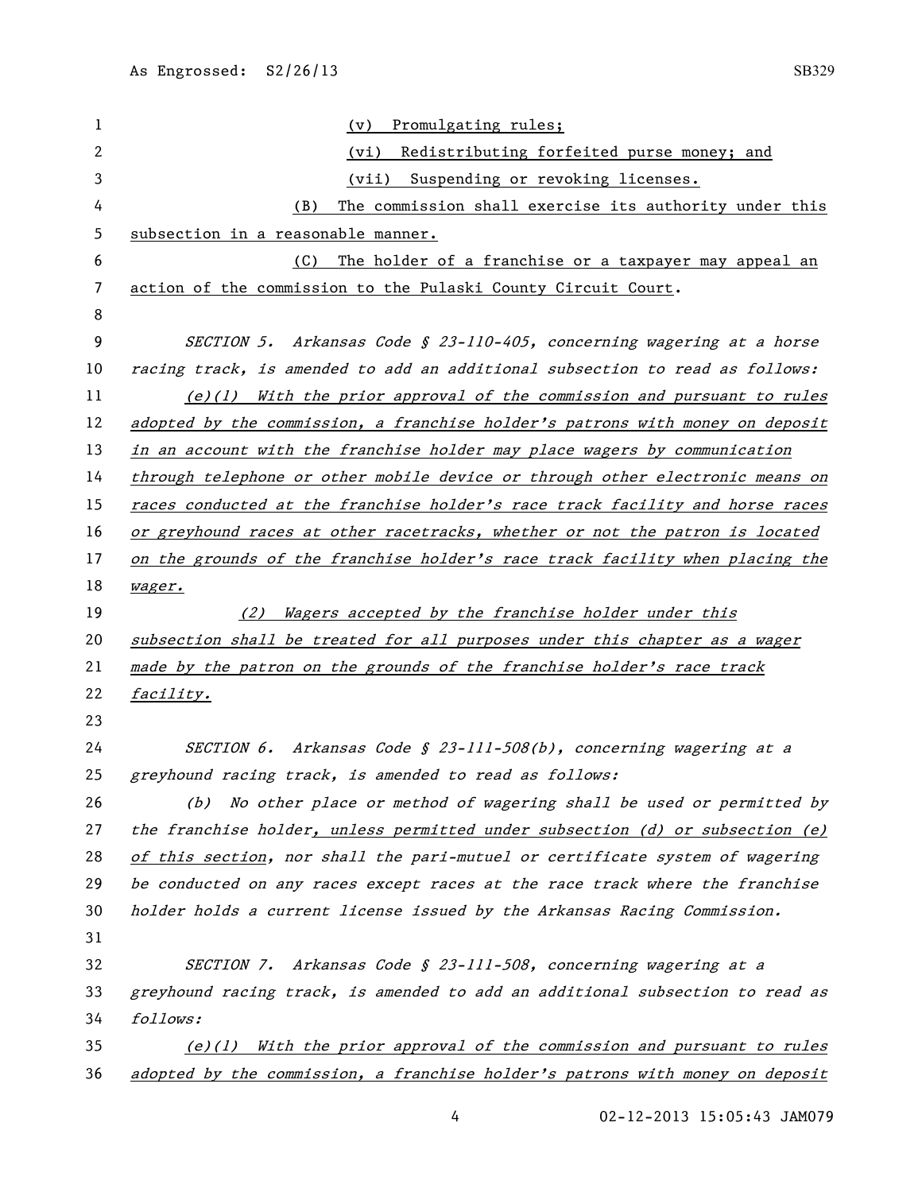(v) Promulgating rules;

(vi) Redistributing forfeited purse money; and

(vii) Suspending or revoking licenses.

(B) The commission shall exercise its authority under this subsection in a reasonable manner.

(C) The holder of a franchise or a taxpayer may appeal an action of the commission to the Pulaski County Circuit Court.

*SECTION 5. Arkansas Code § 23-110-405, concerning wagering at a horse racing track, is amended to add an additional subsection to read as follows:*

*(e)(1) With the prior approval of the commission and pursuant to rules adopted by the commission, a franchise holder's patrons with money on deposit in an account with the franchise holder may place wagers by communication through telephone or other mobile device or through other electronic means on races conducted at the franchise holder's race track facility and horse races or greyhound races at other racetracks, whether or not the patron is located on the grounds of the franchise holder's race track facility when placing the wager.*

*(2) Wagers accepted by the franchise holder under this subsection shall be treated for all purposes under this chapter as a wager made by the patron on the grounds of the franchise holder's race track facility.*

*SECTION 6. Arkansas Code § 23-111-508(b), concerning wagering at a greyhound racing track, is amended to read as follows:*

*(b) No other place or method of wagering shall be used or permitted by the franchise holder, unless permitted under subsection (d) or subsection (e) of this section, nor shall the pari-mutuel or certificate system of wagering be conducted on any races except races at the race track where the franchise holder holds a current license issued by the Arkansas Racing Commission.*

*SECTION 7. Arkansas Code § 23-111-508, concerning wagering at a greyhound racing track, is amended to add an additional subsection to read as follows:*

*(e)(1) With the prior approval of the commission and pursuant to rules adopted by the commission, a franchise holder's patrons with money on deposit*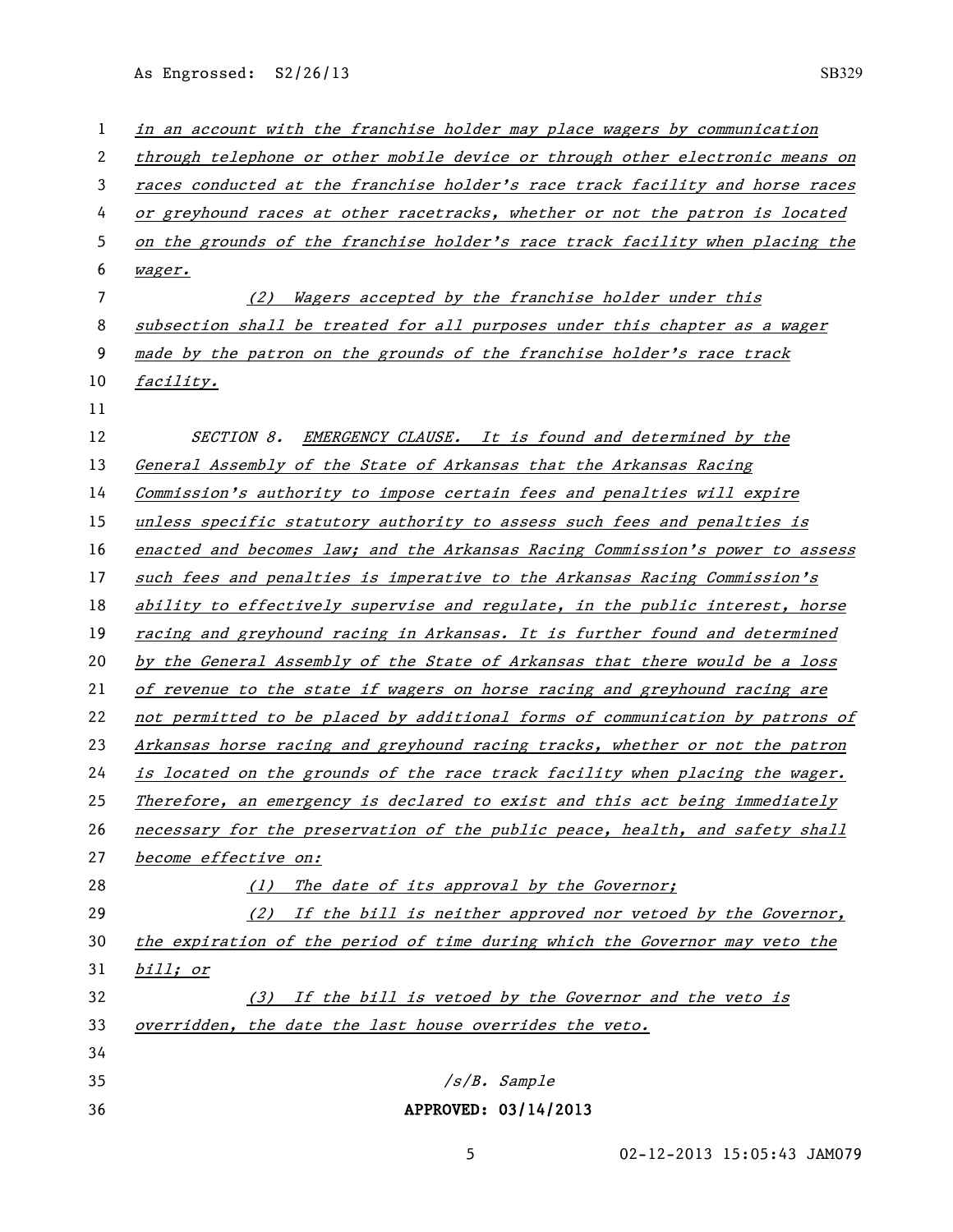*in an account with the franchise holder may place wagers by communication through telephone or other mobile device or through other electronic means on races conducted at the franchise holder's race track facility and horse races or greyhound races at other racetracks, whether or not the patron is located on the grounds of the franchise holder's race track facility when placing the wager.*

*(2) Wagers accepted by the franchise holder under this subsection shall be treated for all purposes under this chapter as a wager made by the patron on the grounds of the franchise holder's race track facility.*

*SECTION 8. EMERGENCY CLAUSE. It is found and determined by the General Assembly of the State of Arkansas that the Arkansas Racing Commission's authority to impose certain fees and penalties will expire unless specific statutory authority to assess such fees and penalties is enacted and becomes law; and the Arkansas Racing Commission's power to assess such fees and penalties is imperative to the Arkansas Racing Commission's ability to effectively supervise and regulate, in the public interest, horse racing and greyhound racing in Arkansas. It is further found and determined by the General Assembly of the State of Arkansas that there would be a loss of revenue to the state if wagers on horse racing and greyhound racing are not permitted to be placed by additional forms of communication by patrons of Arkansas horse racing and greyhound racing tracks, whether or not the patron is located on the grounds of the race track facility when placing the wager. Therefore, an emergency is declared to exist and this act being immediately necessary for the preservation of the public peace, health, and safety shall become effective on:*

*(1) The date of its approval by the Governor;*

*(2) If the bill is neither approved nor vetoed by the Governor, the expiration of the period of time during which the Governor may veto the bill; or*

*(3) If the bill is vetoed by the Governor and the veto is overridden, the date the last house overrides the veto.*

*/s/B. Sample*

**APPROVED: 03/14/2013**